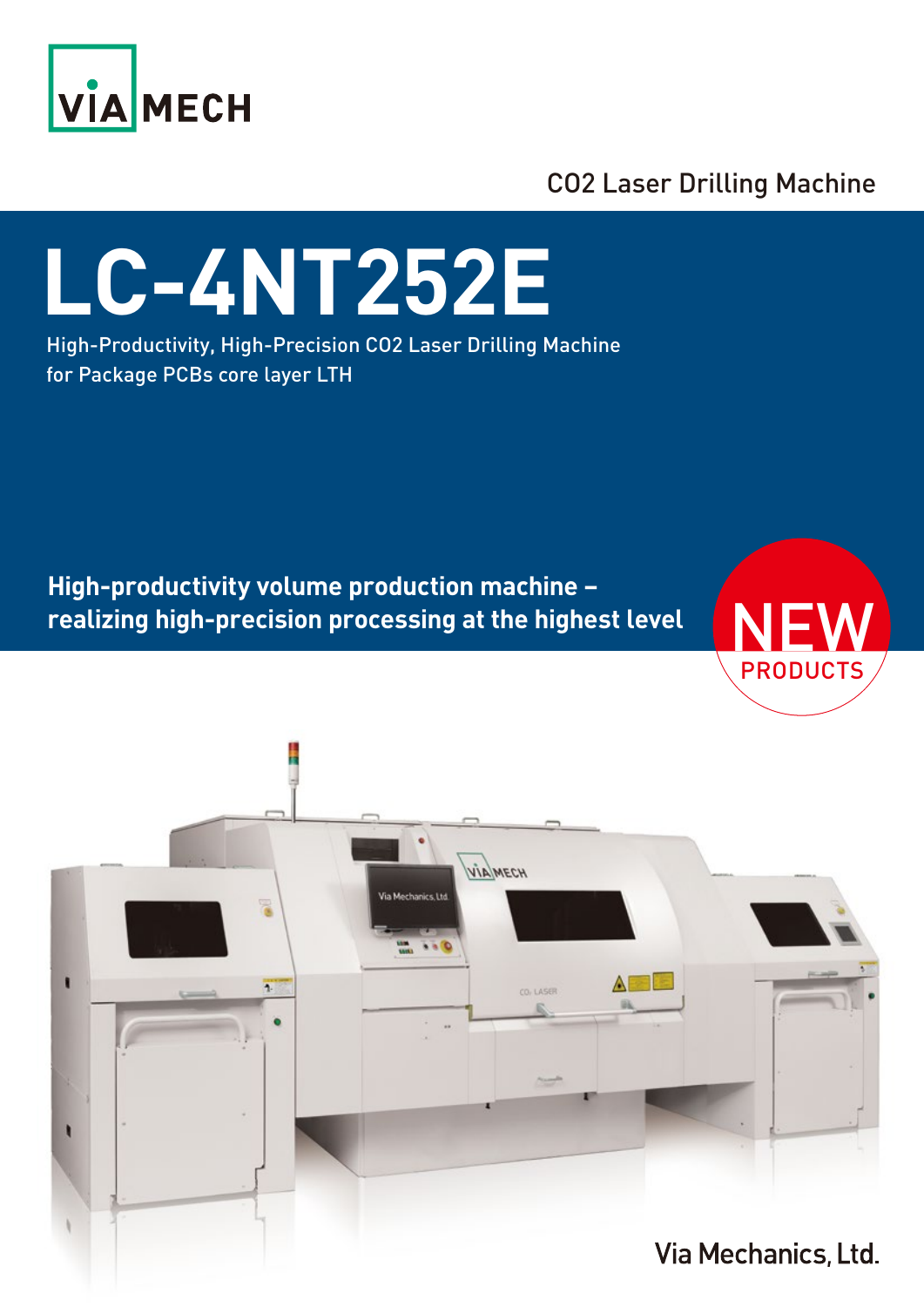VIA MECH

CO2 Laser Drilling Machine

# LC-4NT252E

High-Productivity, High-Precision CO2 Laser Drilling Machine
for Package PCBs core layer LTH

**High-productivity volume production machine –**
**realizing high-precision processing at the highest level**

NEW PRODUCTS

Via Mechanics, Ltd.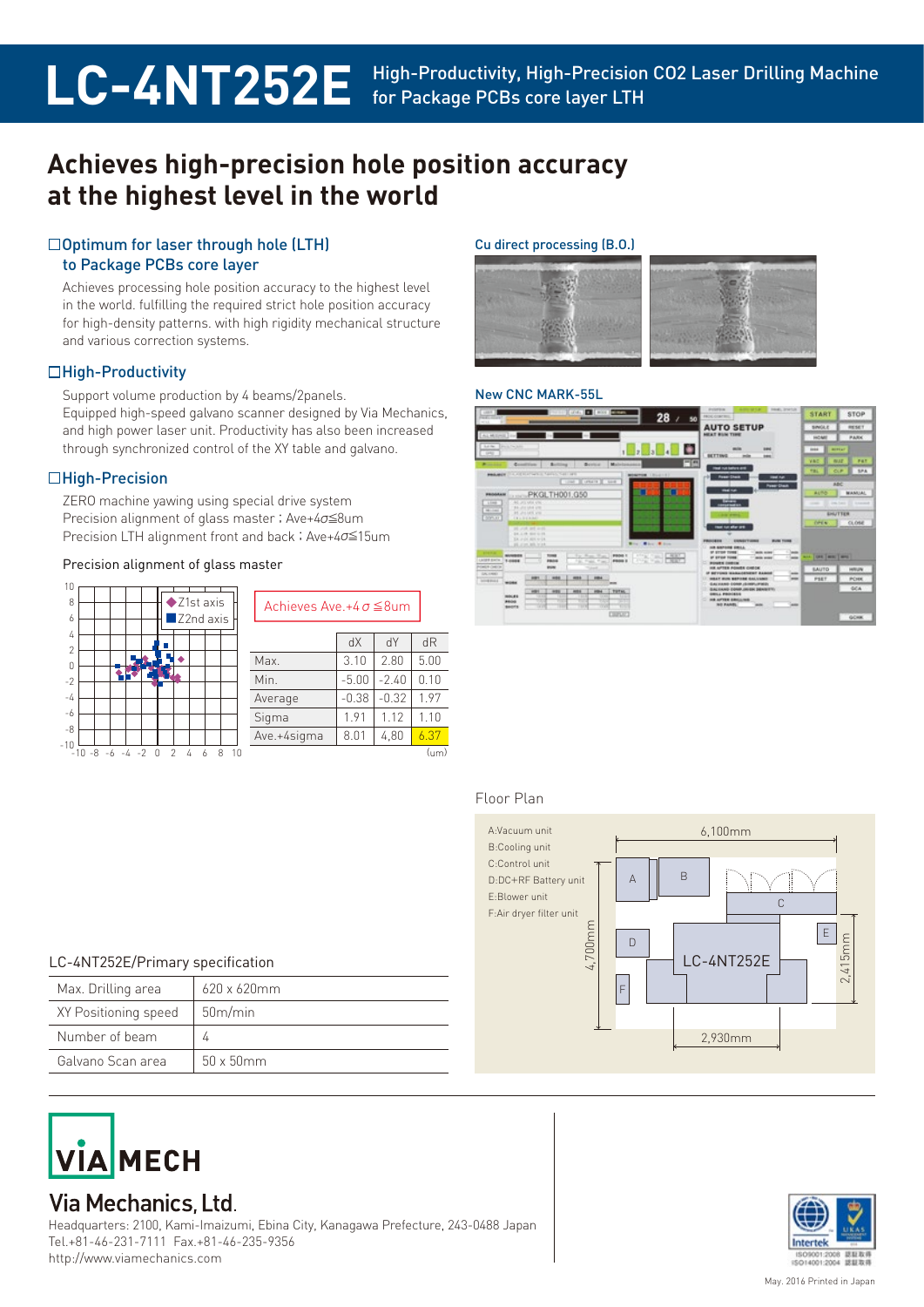# LC-4NT252E

High-Productivity, High-Precision $CO_2$ Laser Drilling Machine for Package PCBs core layer LTH

## Achieves high-precision hole position accuracy at the highest level in the world

### ☐Optimum for laser through hole (LTH) to Package PCBs core layer

Achieves processing hole position accuracy to the highest level in the world. fulfilling the required strict hole position accuracy for high-density patterns. with high rigidity mechanical structure and various correction systems.

### ☐High-Productivity

Support volume production by 4 beams/2panels.
Equipped high-speed galvano scanner designed by Via Mechanics, and high power laser unit. Productivity has also been increased through synchronized control of the XY table and galvano.

### ☐High-Precision

ZERO machine yawing using special drive system
Precision alignment of glass master ; Ave+4σ≦8um
Precision LTH alignment front and back ; Ave+4σ≦15um

Precision alignment of glass master

10
8
6
4
2
0
-2
-4
-6
-8
-10
-10 -8 -6 -4 -2 0 2 4 6 8 10

◆Z1st axis
■Z2nd axis

Achieves Ave.+4σ≦8um

| | dX | dY | dR |
|---|---|---|---|
| Max. | 3.10 | 2.80 | 5.00 |
| Min. | -5.00 | -2.40 | 0.10 |
| Average | -0.38 | -0.32 | 1.97 |
| Sigma | 1.91 | 1.12 | 1.10 |
| Ave.+4sigma | 8.01 | 4,80 | 6.37 |

(um)

Cu direct processing (B.O.)

New CNC MARK-55L

Floor Plan

A:Vacuum unit
B:Cooling unit
C:Control unit
D:DC+RF Battery unit
E:Blower unit
F:Air dryer filter unit

6,100mm
4,700mm
2,415mm
2,930mm
LC-4NT252E

### LC-4NT252E/Primary specification

| | |
|---|---|
| Max. Drilling area | 620 x 620mm |
| XY Positioning speed | 50m/min |
| Number of beam | 4 |
| Galvano Scan area | 50 x 50mm |

VIA MECH

**Via Mechanics, Ltd.**
Headquarters: 2100, Kami-Imaizumi, Ebina City, Kanagawa Prefecture, 243-0488 Japan
Tel.+81-46-231-7111 Fax.+81-46-235-9356
http://www.viamechanics.com

ISO9001:2008 認証取得
ISO14001:2004 認証取得

May. 2016 Printed in Japan